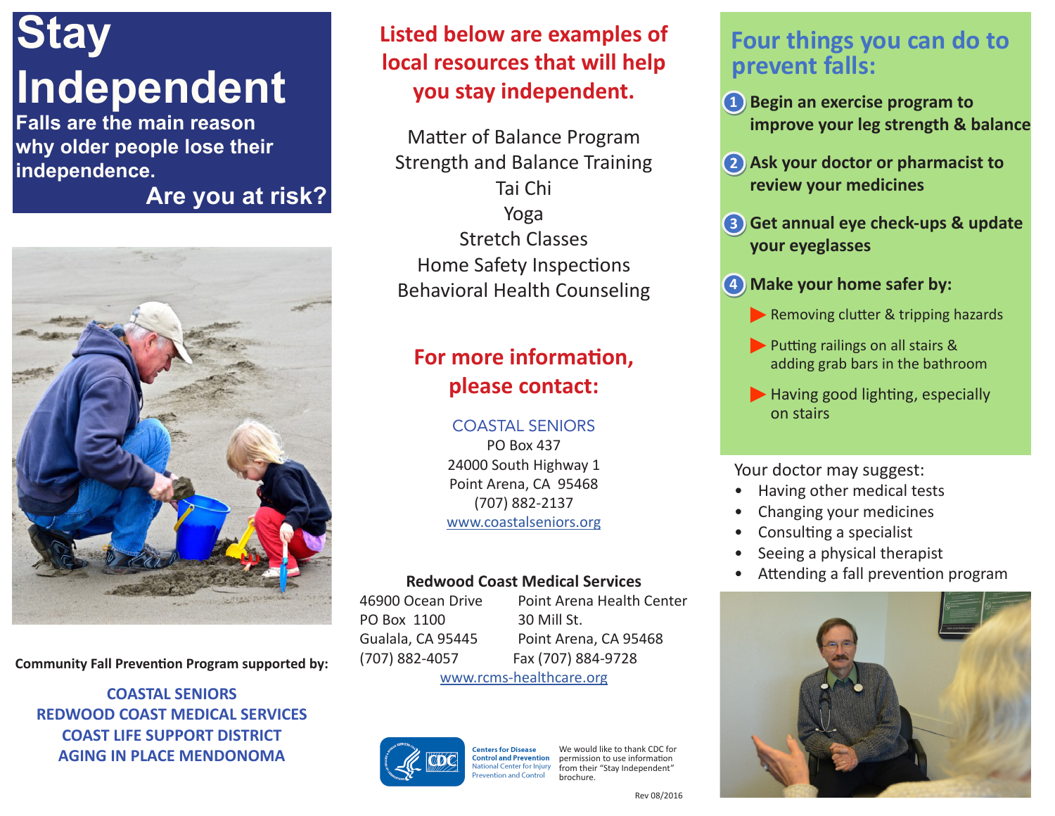# Stay Independent

**Falls are the main reason why older people lose their independence.**

**Are you at risk?**

**Community Fall Prevention Program supported by:**

COASTAL SENIORS
REDWOOD COAST MEDICAL SERVICES
COAST LIFE SUPPORT DISTRICT
AGING IN PLACE MENDONOMA

## Listed below are examples of local resources that will help you stay independent.

Matter of Balance Program
Strength and Balance Training
Tai Chi
Yoga
Stretch Classes
Home Safety Inspections
Behavioral Health Counseling

## For more information, please contact:

COASTAL SENIORS
PO Box 437
24000 South Highway 1
Point Arena, CA 95468
(707) 882-2137
www.coastalseniors.org

**Redwood Coast Medical Services**

46900 Ocean Drive
PO Box 1100
Gualala, CA 95445
(707) 882-4057

Point Arena Health Center
30 Mill St.
Point Arena, CA 95468
Fax (707) 884-9728

www.rcms-healthcare.org

Centers for Disease Control and Prevention
National Center for Injury Prevention and Control

We would like to thank CDC for permission to use information from their "Stay Independent" brochure.

Rev 08/2016

## Four things you can do to prevent falls:

1. **Begin an exercise program to improve your leg strength & balance**
2. **Ask your doctor or pharmacist to review your medicines**
3. **Get annual eye check-ups & update your eyeglasses**
4. **Make your home safer by:**
   - Removing clutter & tripping hazards
   - Putting railings on all stairs & adding grab bars in the bathroom
   - Having good lighting, especially on stairs

Your doctor may suggest:

- Having other medical tests
- Changing your medicines
- Consulting a specialist
- Seeing a physical therapist
- Attending a fall prevention program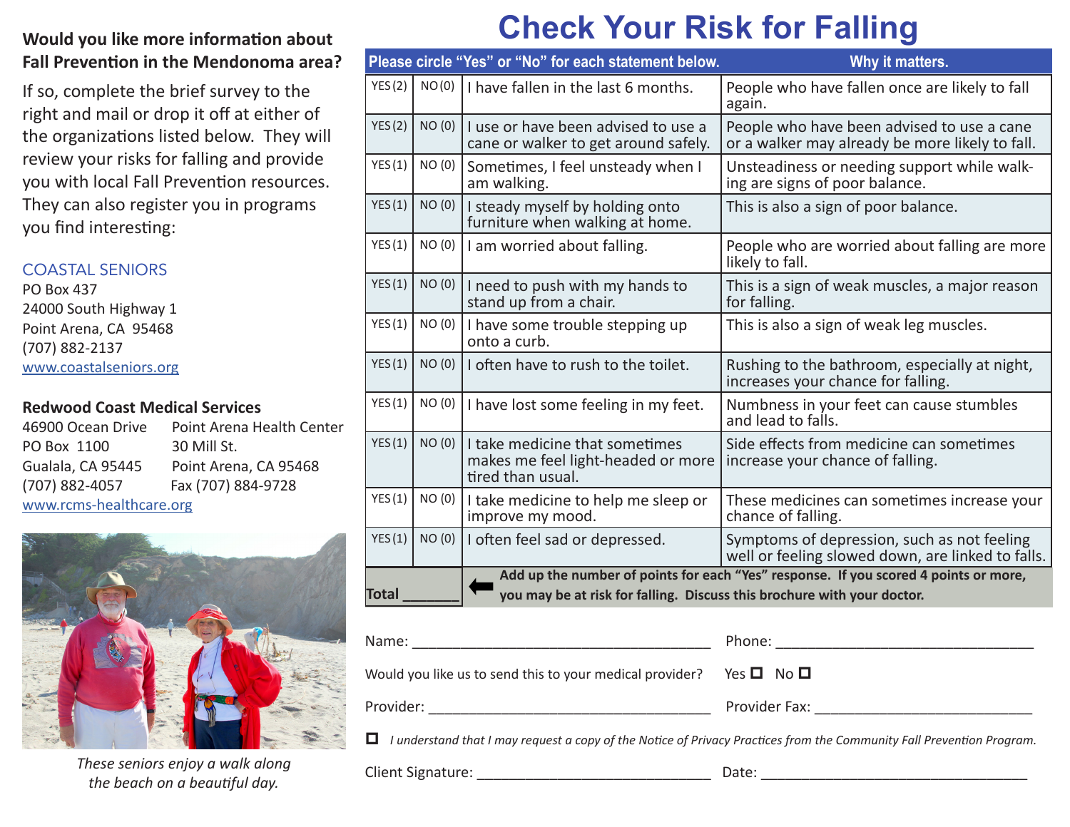**Would you like more information about Fall Prevention in the Mendonoma area?**

If so, complete the brief survey to the right and mail or drop it off at either of the organizations listed below. They will review your risks for falling and provide you with local Fall Prevention resources. They can also register you in programs you find interesting:

COASTAL SENIORS
PO Box 437
24000 South Highway 1
Point Arena, CA 95468
(707) 882-2137
www.coastalseniors.org

**Redwood Coast Medical Services**
46900 Ocean Drive
PO Box 1100
Gualala, CA 95445
(707) 882-4057

Point Arena Health Center
30 Mill St.
Point Arena, CA 95468
Fax (707) 884-9728

www.rcms-healthcare.org

*These seniors enjoy a walk along the beach on a beautiful day.*

# Check Your Risk for Falling

| Please circle "Yes" or "No" for each statement below. | | | Why it matters. |
|---|---|---|---|
| YES (2) | NO (0) | I have fallen in the last 6 months. | People who have fallen once are likely to fall again. |
| YES (2) | NO (0) | I use or have been advised to use a cane or walker to get around safely. | People who have been advised to use a cane or a walker may already be more likely to fall. |
| YES (1) | NO (0) | Sometimes, I feel unsteady when I am walking. | Unsteadiness or needing support while walking are signs of poor balance. |
| YES (1) | NO (0) | I steady myself by holding onto furniture when walking at home. | This is also a sign of poor balance. |
| YES (1) | NO (0) | I am worried about falling. | People who are worried about falling are more likely to fall. |
| YES (1) | NO (0) | I need to push with my hands to stand up from a chair. | This is a sign of weak muscles, a major reason for falling. |
| YES (1) | NO (0) | I have some trouble stepping up onto a curb. | This is also a sign of weak leg muscles. |
| YES (1) | NO (0) | I often have to rush to the toilet. | Rushing to the bathroom, especially at night, increases your chance for falling. |
| YES (1) | NO (0) | I have lost some feeling in my feet. | Numbness in your feet can cause stumbles and lead to falls. |
| YES (1) | NO (0) | I take medicine that sometimes makes me feel light-headed or more tired than usual. | Side effects from medicine can sometimes increase your chance of falling. |
| YES (1) | NO (0) | I take medicine to help me sleep or improve my mood. | These medicines can sometimes increase your chance of falling. |
| YES (1) | NO (0) | I often feel sad or depressed. | Symptoms of depression, such as not feeling well or feeling slowed down, are linked to falls. |
| **Total _______** | | ⬅ **Add up the number of points for each "Yes" response. If you scored 4 points or more, you may be at risk for falling. Discuss this brochure with your doctor.** | |

Name: ______________________ Phone: ______________________

Would you like us to send this to your medical provider? Yes ☐ No ☐

Provider: ______________________ Provider Fax: ______________________

☐ *I understand that I may request a copy of the Notice of Privacy Practices from the Community Fall Prevention Program.*

Client Signature: ______________________ Date: ______________________